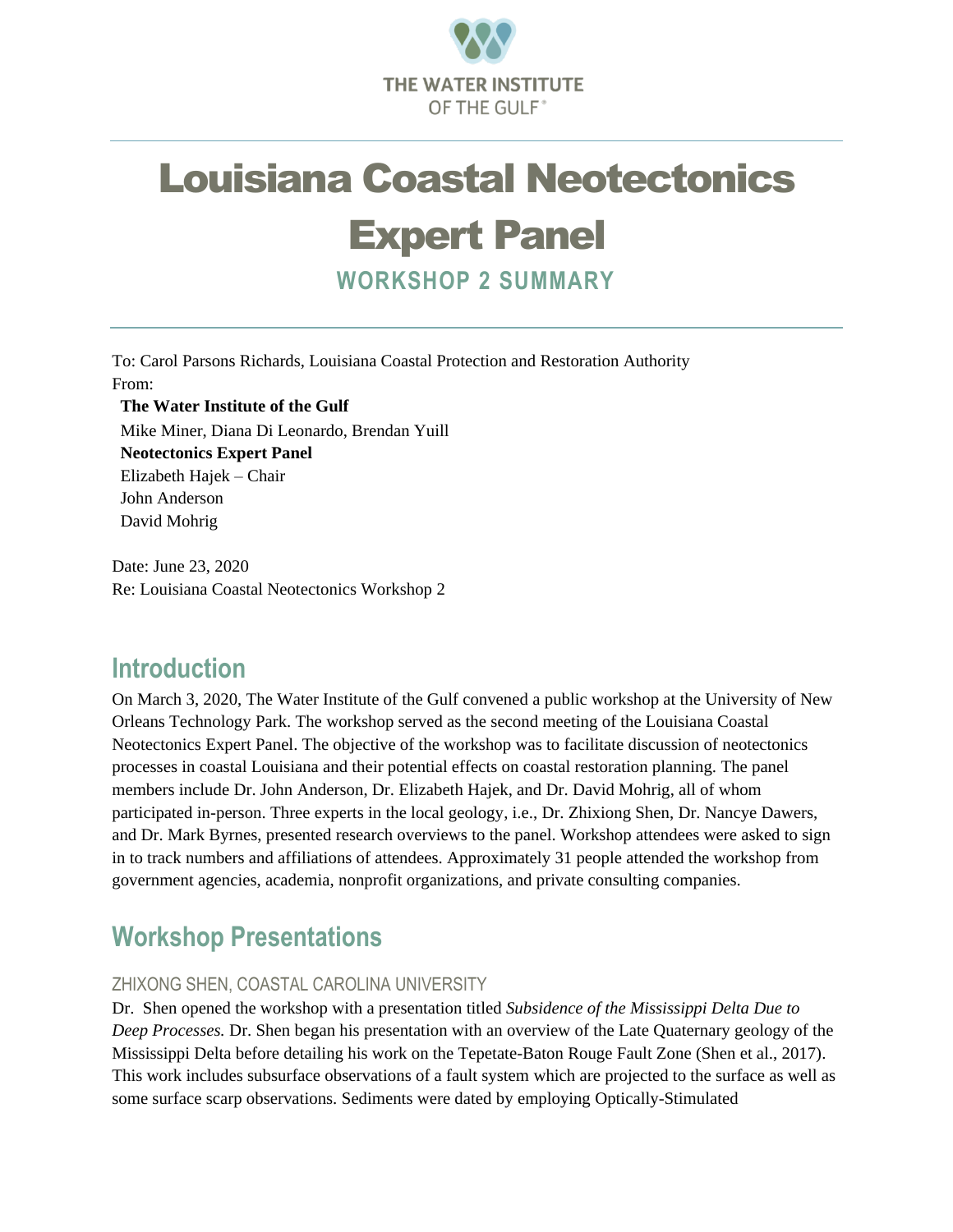THE WATER INSTITUTE OF THE GULF®

# Louisiana Coastal Neotectonics Expert Panel

### WORKSHOP 2 SUMMARY

To: Carol Parsons Richards, Louisiana Coastal Protection and Restoration Authority
From:
**The Water Institute of the Gulf**
Mike Miner, Diana Di Leonardo, Brendan Yuill
**Neotectonics Expert Panel**
Elizabeth Hajek – Chair
John Anderson
David Mohrig

Date: June 23, 2020
Re: Louisiana Coastal Neotectonics Workshop 2

## Introduction

On March 3, 2020, The Water Institute of the Gulf convened a public workshop at the University of New Orleans Technology Park. The workshop served as the second meeting of the Louisiana Coastal Neotectonics Expert Panel. The objective of the workshop was to facilitate discussion of neotectonics processes in coastal Louisiana and their potential effects on coastal restoration planning. The panel members include Dr. John Anderson, Dr. Elizabeth Hajek, and Dr. David Mohrig, all of whom participated in-person. Three experts in the local geology, i.e., Dr. Zhixiong Shen, Dr. Nancye Dawers, and Dr. Mark Byrnes, presented research overviews to the panel. Workshop attendees were asked to sign in to track numbers and affiliations of attendees. Approximately 31 people attended the workshop from government agencies, academia, nonprofit organizations, and private consulting companies.

## Workshop Presentations

### ZHIXONG SHEN, COASTAL CAROLINA UNIVERSITY

Dr. Shen opened the workshop with a presentation titled *Subsidence of the Mississippi Delta Due to Deep Processes.* Dr. Shen began his presentation with an overview of the Late Quaternary geology of the Mississippi Delta before detailing his work on the Tepetate-Baton Rouge Fault Zone (Shen et al., 2017). This work includes subsurface observations of a fault system which are projected to the surface as well as some surface scarp observations. Sediments were dated by employing Optically-Stimulated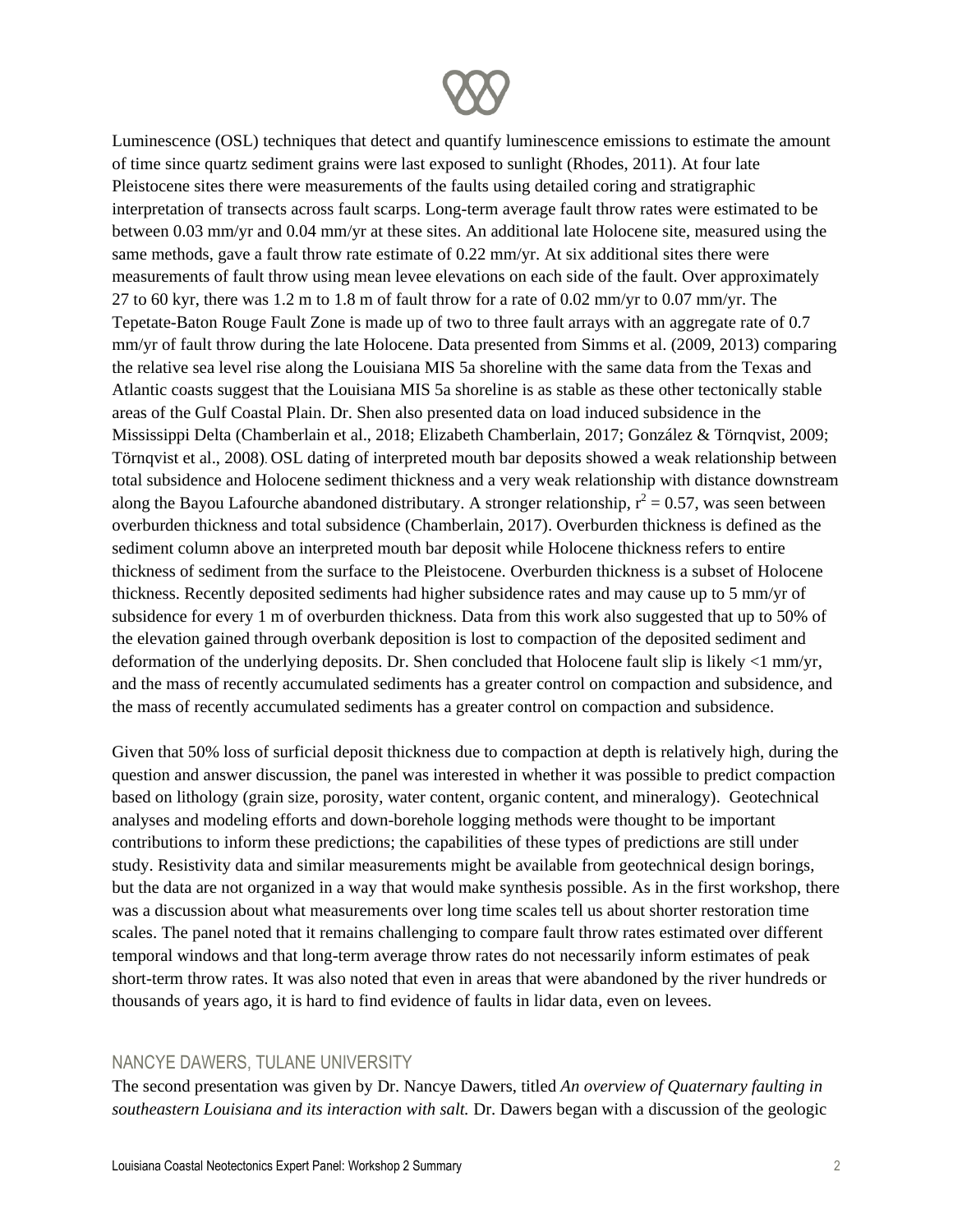Luminescence (OSL) techniques that detect and quantify luminescence emissions to estimate the amount of time since quartz sediment grains were last exposed to sunlight (Rhodes, 2011). At four late Pleistocene sites there were measurements of the faults using detailed coring and stratigraphic interpretation of transects across fault scarps. Long-term average fault throw rates were estimated to be between 0.03 mm/yr and 0.04 mm/yr at these sites. An additional late Holocene site, measured using the same methods, gave a fault throw rate estimate of 0.22 mm/yr. At six additional sites there were measurements of fault throw using mean levee elevations on each side of the fault. Over approximately 27 to 60 kyr, there was 1.2 m to 1.8 m of fault throw for a rate of 0.02 mm/yr to 0.07 mm/yr. The Tepetate-Baton Rouge Fault Zone is made up of two to three fault arrays with an aggregate rate of 0.7 mm/yr of fault throw during the late Holocene. Data presented from Simms et al. (2009, 2013) comparing the relative sea level rise along the Louisiana MIS 5a shoreline with the same data from the Texas and Atlantic coasts suggest that the Louisiana MIS 5a shoreline is as stable as these other tectonically stable areas of the Gulf Coastal Plain. Dr. Shen also presented data on load induced subsidence in the Mississippi Delta (Chamberlain et al., 2018; Elizabeth Chamberlain, 2017; González & Törnqvist, 2009; Törnqvist et al., 2008). OSL dating of interpreted mouth bar deposits showed a weak relationship between total subsidence and Holocene sediment thickness and a very weak relationship with distance downstream along the Bayou Lafourche abandoned distributary. A stronger relationship, $r^2 = 0.57$, was seen between overburden thickness and total subsidence (Chamberlain, 2017). Overburden thickness is defined as the sediment column above an interpreted mouth bar deposit while Holocene thickness refers to entire thickness of sediment from the surface to the Pleistocene. Overburden thickness is a subset of Holocene thickness. Recently deposited sediments had higher subsidence rates and may cause up to 5 mm/yr of subsidence for every 1 m of overburden thickness. Data from this work also suggested that up to 50% of the elevation gained through overbank deposition is lost to compaction of the deposited sediment and deformation of the underlying deposits. Dr. Shen concluded that Holocene fault slip is likely <1 mm/yr, and the mass of recently accumulated sediments has a greater control on compaction and subsidence, and the mass of recently accumulated sediments has a greater control on compaction and subsidence.

Given that 50% loss of surficial deposit thickness due to compaction at depth is relatively high, during the question and answer discussion, the panel was interested in whether it was possible to predict compaction based on lithology (grain size, porosity, water content, organic content, and mineralogy). Geotechnical analyses and modeling efforts and down-borehole logging methods were thought to be important contributions to inform these predictions; the capabilities of these types of predictions are still under study. Resistivity data and similar measurements might be available from geotechnical design borings, but the data are not organized in a way that would make synthesis possible. As in the first workshop, there was a discussion about what measurements over long time scales tell us about shorter restoration time scales. The panel noted that it remains challenging to compare fault throw rates estimated over different temporal windows and that long-term average throw rates do not necessarily inform estimates of peak short-term throw rates. It was also noted that even in areas that were abandoned by the river hundreds or thousands of years ago, it is hard to find evidence of faults in lidar data, even on levees.

## NANCYE DAWERS, TULANE UNIVERSITY

The second presentation was given by Dr. Nancye Dawers, titled *An overview of Quaternary faulting in southeastern Louisiana and its interaction with salt.* Dr. Dawers began with a discussion of the geologic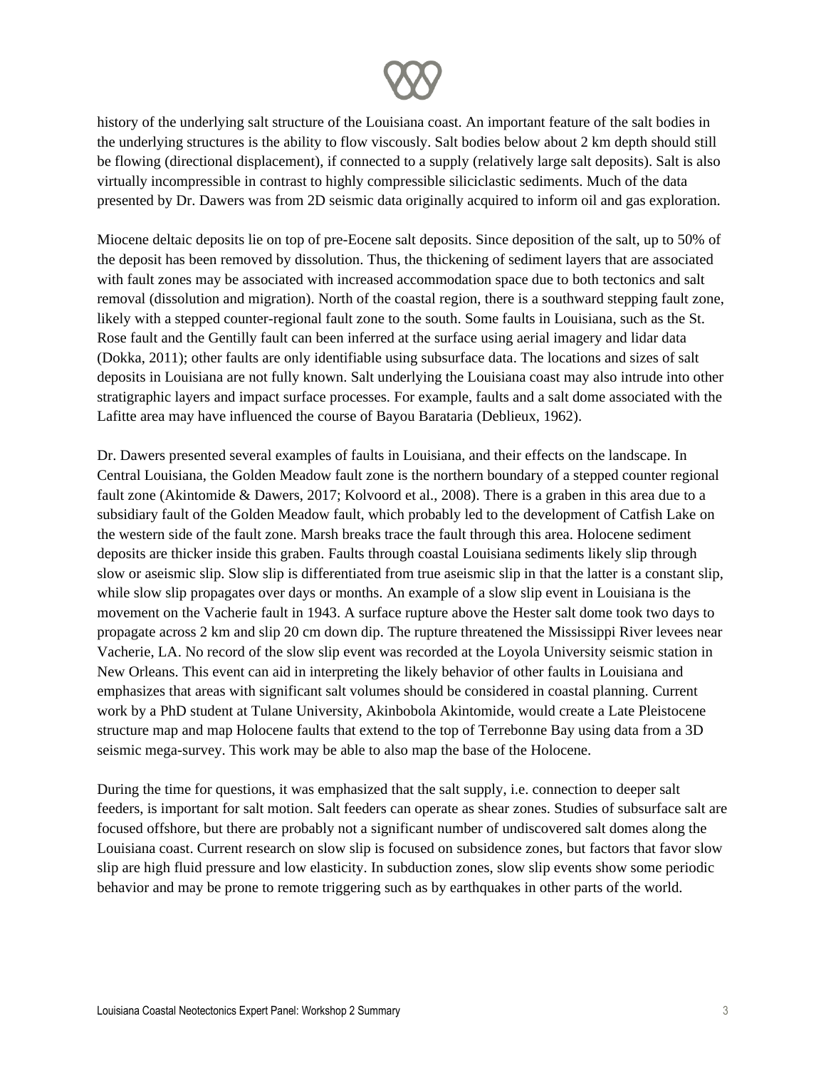history of the underlying salt structure of the Louisiana coast. An important feature of the salt bodies in the underlying structures is the ability to flow viscously. Salt bodies below about 2 km depth should still be flowing (directional displacement), if connected to a supply (relatively large salt deposits). Salt is also virtually incompressible in contrast to highly compressible siliciclastic sediments. Much of the data presented by Dr. Dawers was from 2D seismic data originally acquired to inform oil and gas exploration.

Miocene deltaic deposits lie on top of pre-Eocene salt deposits. Since deposition of the salt, up to 50% of the deposit has been removed by dissolution. Thus, the thickening of sediment layers that are associated with fault zones may be associated with increased accommodation space due to both tectonics and salt removal (dissolution and migration). North of the coastal region, there is a southward stepping fault zone, likely with a stepped counter-regional fault zone to the south. Some faults in Louisiana, such as the St. Rose fault and the Gentilly fault can been inferred at the surface using aerial imagery and lidar data (Dokka, 2011); other faults are only identifiable using subsurface data. The locations and sizes of salt deposits in Louisiana are not fully known. Salt underlying the Louisiana coast may also intrude into other stratigraphic layers and impact surface processes. For example, faults and a salt dome associated with the Lafitte area may have influenced the course of Bayou Barataria (Deblieux, 1962).

Dr. Dawers presented several examples of faults in Louisiana, and their effects on the landscape. In Central Louisiana, the Golden Meadow fault zone is the northern boundary of a stepped counter regional fault zone (Akintomide & Dawers, 2017; Kolvoord et al., 2008). There is a graben in this area due to a subsidiary fault of the Golden Meadow fault, which probably led to the development of Catfish Lake on the western side of the fault zone. Marsh breaks trace the fault through this area. Holocene sediment deposits are thicker inside this graben. Faults through coastal Louisiana sediments likely slip through slow or aseismic slip. Slow slip is differentiated from true aseismic slip in that the latter is a constant slip, while slow slip propagates over days or months. An example of a slow slip event in Louisiana is the movement on the Vacherie fault in 1943. A surface rupture above the Hester salt dome took two days to propagate across 2 km and slip 20 cm down dip. The rupture threatened the Mississippi River levees near Vacherie, LA. No record of the slow slip event was recorded at the Loyola University seismic station in New Orleans. This event can aid in interpreting the likely behavior of other faults in Louisiana and emphasizes that areas with significant salt volumes should be considered in coastal planning. Current work by a PhD student at Tulane University, Akinbobola Akintomide, would create a Late Pleistocene structure map and map Holocene faults that extend to the top of Terrebonne Bay using data from a 3D seismic mega-survey. This work may be able to also map the base of the Holocene.

During the time for questions, it was emphasized that the salt supply, i.e. connection to deeper salt feeders, is important for salt motion. Salt feeders can operate as shear zones. Studies of subsurface salt are focused offshore, but there are probably not a significant number of undiscovered salt domes along the Louisiana coast. Current research on slow slip is focused on subsidence zones, but factors that favor slow slip are high fluid pressure and low elasticity. In subduction zones, slow slip events show some periodic behavior and may be prone to remote triggering such as by earthquakes in other parts of the world.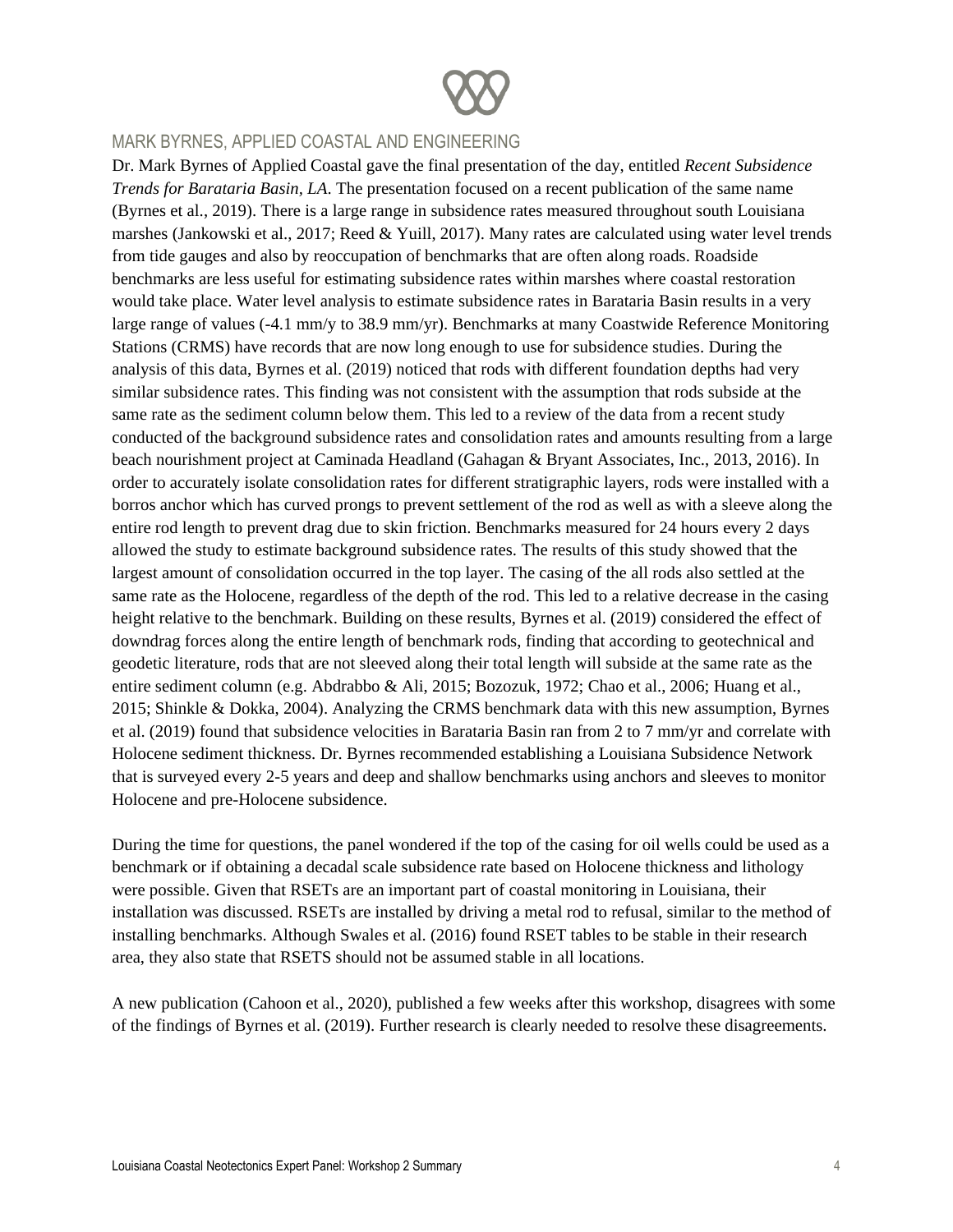## MARK BYRNES, APPLIED COASTAL AND ENGINEERING

Dr. Mark Byrnes of Applied Coastal gave the final presentation of the day, entitled *Recent Subsidence Trends for Barataria Basin, LA*. The presentation focused on a recent publication of the same name (Byrnes et al., 2019). There is a large range in subsidence rates measured throughout south Louisiana marshes (Jankowski et al., 2017; Reed & Yuill, 2017). Many rates are calculated using water level trends from tide gauges and also by reoccupation of benchmarks that are often along roads. Roadside benchmarks are less useful for estimating subsidence rates within marshes where coastal restoration would take place. Water level analysis to estimate subsidence rates in Barataria Basin results in a very large range of values (-4.1 mm/y to 38.9 mm/yr). Benchmarks at many Coastwide Reference Monitoring Stations (CRMS) have records that are now long enough to use for subsidence studies. During the analysis of this data, Byrnes et al. (2019) noticed that rods with different foundation depths had very similar subsidence rates. This finding was not consistent with the assumption that rods subside at the same rate as the sediment column below them. This led to a review of the data from a recent study conducted of the background subsidence rates and consolidation rates and amounts resulting from a large beach nourishment project at Caminada Headland (Gahagan & Bryant Associates, Inc., 2013, 2016). In order to accurately isolate consolidation rates for different stratigraphic layers, rods were installed with a borros anchor which has curved prongs to prevent settlement of the rod as well as with a sleeve along the entire rod length to prevent drag due to skin friction. Benchmarks measured for 24 hours every 2 days allowed the study to estimate background subsidence rates. The results of this study showed that the largest amount of consolidation occurred in the top layer. The casing of the all rods also settled at the same rate as the Holocene, regardless of the depth of the rod. This led to a relative decrease in the casing height relative to the benchmark. Building on these results, Byrnes et al. (2019) considered the effect of downdrag forces along the entire length of benchmark rods, finding that according to geotechnical and geodetic literature, rods that are not sleeved along their total length will subside at the same rate as the entire sediment column (e.g. Abdrabbo & Ali, 2015; Bozozuk, 1972; Chao et al., 2006; Huang et al., 2015; Shinkle & Dokka, 2004). Analyzing the CRMS benchmark data with this new assumption, Byrnes et al. (2019) found that subsidence velocities in Barataria Basin ran from 2 to 7 mm/yr and correlate with Holocene sediment thickness. Dr. Byrnes recommended establishing a Louisiana Subsidence Network that is surveyed every 2-5 years and deep and shallow benchmarks using anchors and sleeves to monitor Holocene and pre-Holocene subsidence.

During the time for questions, the panel wondered if the top of the casing for oil wells could be used as a benchmark or if obtaining a decadal scale subsidence rate based on Holocene thickness and lithology were possible. Given that RSETs are an important part of coastal monitoring in Louisiana, their installation was discussed. RSETs are installed by driving a metal rod to refusal, similar to the method of installing benchmarks. Although Swales et al. (2016) found RSET tables to be stable in their research area, they also state that RSETS should not be assumed stable in all locations.

A new publication (Cahoon et al., 2020), published a few weeks after this workshop, disagrees with some of the findings of Byrnes et al. (2019). Further research is clearly needed to resolve these disagreements.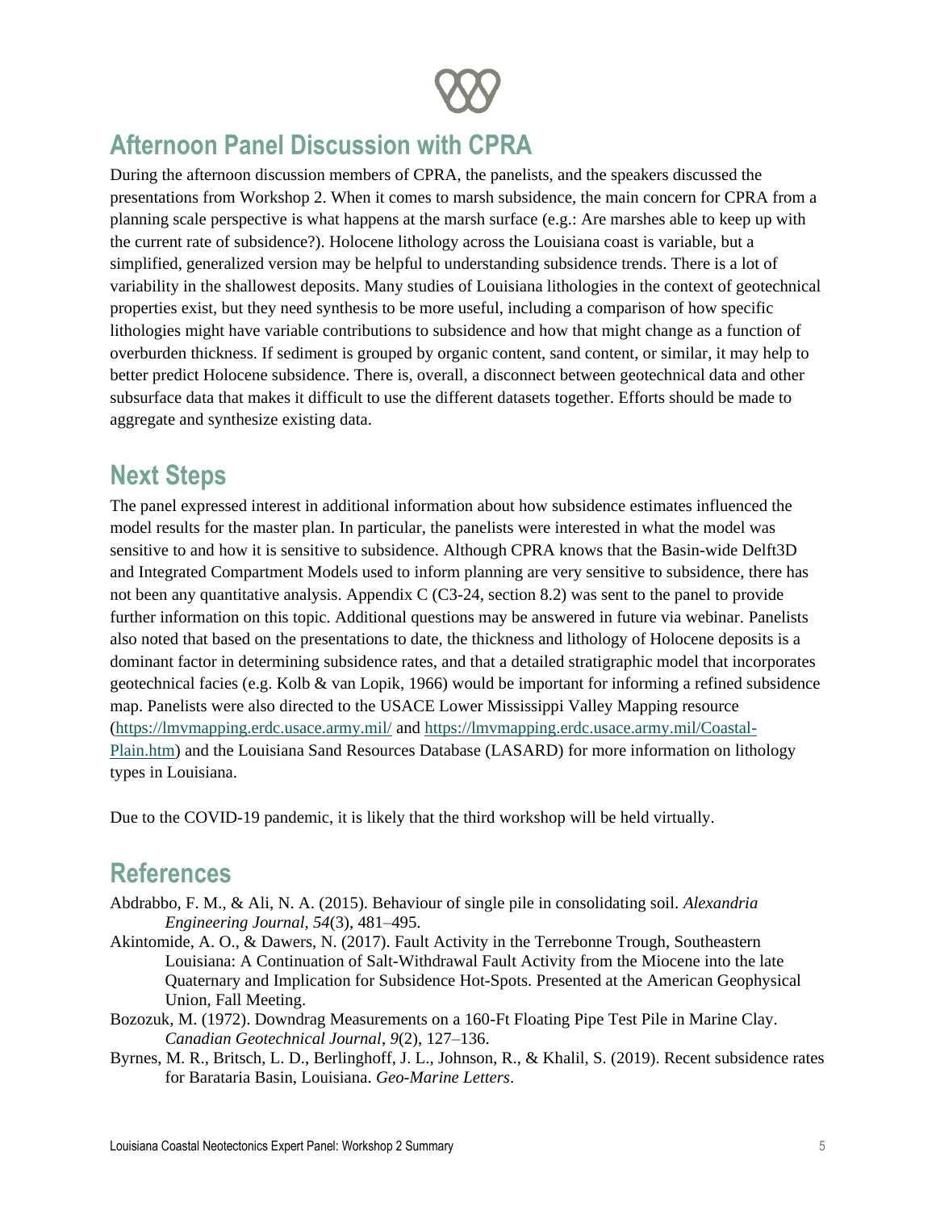## Afternoon Panel Discussion with CPRA

During the afternoon discussion members of CPRA, the panelists, and the speakers discussed the presentations from Workshop 2. When it comes to marsh subsidence, the main concern for CPRA from a planning scale perspective is what happens at the marsh surface (e.g.: Are marshes able to keep up with the current rate of subsidence?). Holocene lithology across the Louisiana coast is variable, but a simplified, generalized version may be helpful to understanding subsidence trends. There is a lot of variability in the shallowest deposits. Many studies of Louisiana lithologies in the context of geotechnical properties exist, but they need synthesis to be more useful, including a comparison of how specific lithologies might have variable contributions to subsidence and how that might change as a function of overburden thickness. If sediment is grouped by organic content, sand content, or similar, it may help to better predict Holocene subsidence. There is, overall, a disconnect between geotechnical data and other subsurface data that makes it difficult to use the different datasets together. Efforts should be made to aggregate and synthesize existing data.

## Next Steps

The panel expressed interest in additional information about how subsidence estimates influenced the model results for the master plan. In particular, the panelists were interested in what the model was sensitive to and how it is sensitive to subsidence. Although CPRA knows that the Basin-wide Delft3D and Integrated Compartment Models used to inform planning are very sensitive to subsidence, there has not been any quantitative analysis. Appendix C (C3-24, section 8.2) was sent to the panel to provide further information on this topic. Additional questions may be answered in future via webinar. Panelists also noted that based on the presentations to date, the thickness and lithology of Holocene deposits is a dominant factor in determining subsidence rates, and that a detailed stratigraphic model that incorporates geotechnical facies (e.g. Kolb & van Lopik, 1966) would be important for informing a refined subsidence map. Panelists were also directed to the USACE Lower Mississippi Valley Mapping resource ([https://lmvmapping.erdc.usace.army.mil/](https://lmvmapping.erdc.usace.army.mil/) and [https://lmvmapping.erdc.usace.army.mil/Coastal-Plain.htm](https://lmvmapping.erdc.usace.army.mil/Coastal-Plain.htm)) and the Louisiana Sand Resources Database (LASARD) for more information on lithology types in Louisiana.

Due to the COVID-19 pandemic, it is likely that the third workshop will be held virtually.

## References

Abdrabbo, F. M., & Ali, N. A. (2015). Behaviour of single pile in consolidating soil. *Alexandria Engineering Journal*, *54*(3), 481–495.

Akintomide, A. O., & Dawers, N. (2017). Fault Activity in the Terrebonne Trough, Southeastern Louisiana: A Continuation of Salt-Withdrawal Fault Activity from the Miocene into the late Quaternary and Implication for Subsidence Hot-Spots. Presented at the American Geophysical Union, Fall Meeting.

Bozozuk, M. (1972). Downdrag Measurements on a 160-Ft Floating Pipe Test Pile in Marine Clay. *Canadian Geotechnical Journal*, *9*(2), 127–136.

Byrnes, M. R., Britsch, L. D., Berlinghoff, J. L., Johnson, R., & Khalil, S. (2019). Recent subsidence rates for Barataria Basin, Louisiana. *Geo-Marine Letters*.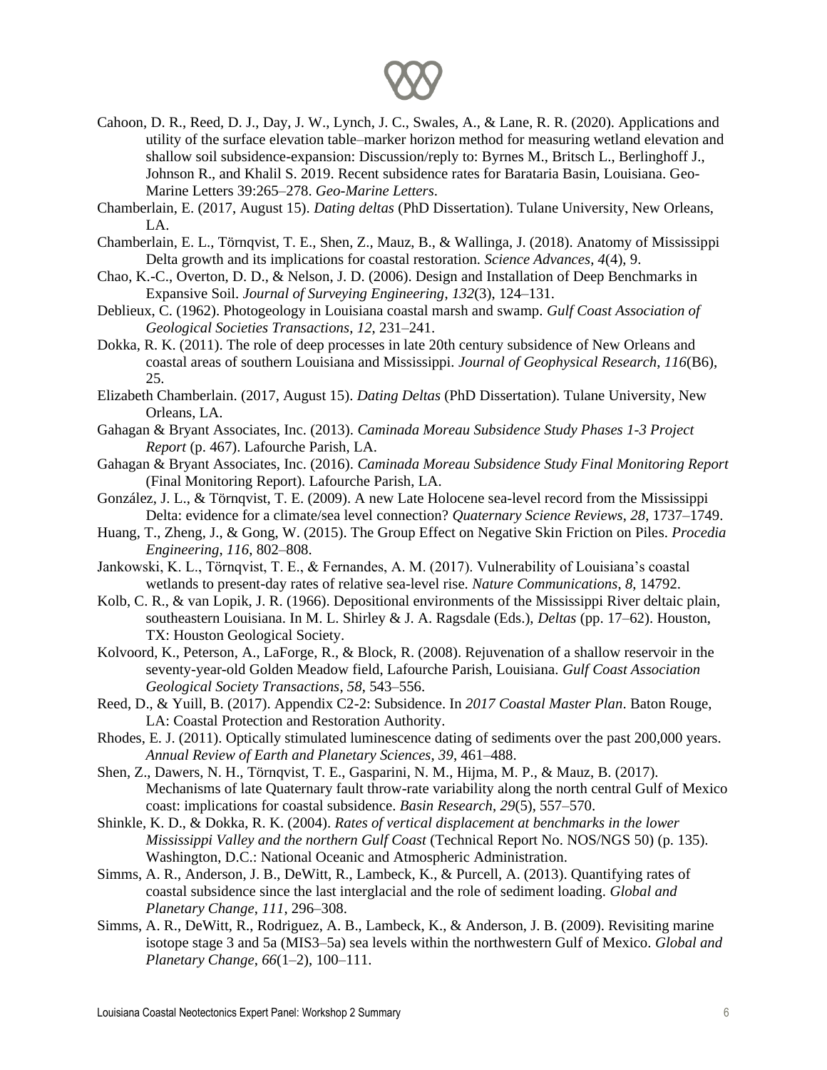Cahoon, D. R., Reed, D. J., Day, J. W., Lynch, J. C., Swales, A., & Lane, R. R. (2020). Applications and utility of the surface elevation table–marker horizon method for measuring wetland elevation and shallow soil subsidence-expansion: Discussion/reply to: Byrnes M., Britsch L., Berlinghoff J., Johnson R., and Khalil S. 2019. Recent subsidence rates for Barataria Basin, Louisiana. Geo-Marine Letters 39:265–278. *Geo-Marine Letters*.

Chamberlain, E. (2017, August 15). *Dating deltas* (PhD Dissertation). Tulane University, New Orleans, LA.

Chamberlain, E. L., Törnqvist, T. E., Shen, Z., Mauz, B., & Wallinga, J. (2018). Anatomy of Mississippi Delta growth and its implications for coastal restoration. *Science Advances*, *4*(4), 9.

Chao, K.-C., Overton, D. D., & Nelson, J. D. (2006). Design and Installation of Deep Benchmarks in Expansive Soil. *Journal of Surveying Engineering*, *132*(3), 124–131.

Deblieux, C. (1962). Photogeology in Louisiana coastal marsh and swamp. *Gulf Coast Association of Geological Societies Transactions*, *12*, 231–241.

Dokka, R. K. (2011). The role of deep processes in late 20th century subsidence of New Orleans and coastal areas of southern Louisiana and Mississippi. *Journal of Geophysical Research*, *116*(B6), 25.

Elizabeth Chamberlain. (2017, August 15). *Dating Deltas* (PhD Dissertation). Tulane University, New Orleans, LA.

Gahagan & Bryant Associates, Inc. (2013). *Caminada Moreau Subsidence Study Phases 1-3 Project Report* (p. 467). Lafourche Parish, LA.

Gahagan & Bryant Associates, Inc. (2016). *Caminada Moreau Subsidence Study Final Monitoring Report* (Final Monitoring Report). Lafourche Parish, LA.

González, J. L., & Törnqvist, T. E. (2009). A new Late Holocene sea-level record from the Mississippi Delta: evidence for a climate/sea level connection? *Quaternary Science Reviews*, *28*, 1737–1749.

Huang, T., Zheng, J., & Gong, W. (2015). The Group Effect on Negative Skin Friction on Piles. *Procedia Engineering*, *116*, 802–808.

Jankowski, K. L., Törnqvist, T. E., & Fernandes, A. M. (2017). Vulnerability of Louisiana's coastal wetlands to present-day rates of relative sea-level rise. *Nature Communications*, *8*, 14792.

Kolb, C. R., & van Lopik, J. R. (1966). Depositional environments of the Mississippi River deltaic plain, southeastern Louisiana. In M. L. Shirley & J. A. Ragsdale (Eds.), *Deltas* (pp. 17–62). Houston, TX: Houston Geological Society.

Kolvoord, K., Peterson, A., LaForge, R., & Block, R. (2008). Rejuvenation of a shallow reservoir in the seventy-year-old Golden Meadow field, Lafourche Parish, Louisiana. *Gulf Coast Association Geological Society Transactions*, *58*, 543–556.

Reed, D., & Yuill, B. (2017). Appendix C2-2: Subsidence. In *2017 Coastal Master Plan*. Baton Rouge, LA: Coastal Protection and Restoration Authority.

Rhodes, E. J. (2011). Optically stimulated luminescence dating of sediments over the past 200,000 years. *Annual Review of Earth and Planetary Sciences*, *39*, 461–488.

Shen, Z., Dawers, N. H., Törnqvist, T. E., Gasparini, N. M., Hijma, M. P., & Mauz, B. (2017). Mechanisms of late Quaternary fault throw-rate variability along the north central Gulf of Mexico coast: implications for coastal subsidence. *Basin Research*, *29*(5), 557–570.

Shinkle, K. D., & Dokka, R. K. (2004). *Rates of vertical displacement at benchmarks in the lower Mississippi Valley and the northern Gulf Coast* (Technical Report No. NOS/NGS 50) (p. 135). Washington, D.C.: National Oceanic and Atmospheric Administration.

Simms, A. R., Anderson, J. B., DeWitt, R., Lambeck, K., & Purcell, A. (2013). Quantifying rates of coastal subsidence since the last interglacial and the role of sediment loading. *Global and Planetary Change*, *111*, 296–308.

Simms, A. R., DeWitt, R., Rodriguez, A. B., Lambeck, K., & Anderson, J. B. (2009). Revisiting marine isotope stage 3 and 5a (MIS3–5a) sea levels within the northwestern Gulf of Mexico. *Global and Planetary Change*, *66*(1–2), 100–111.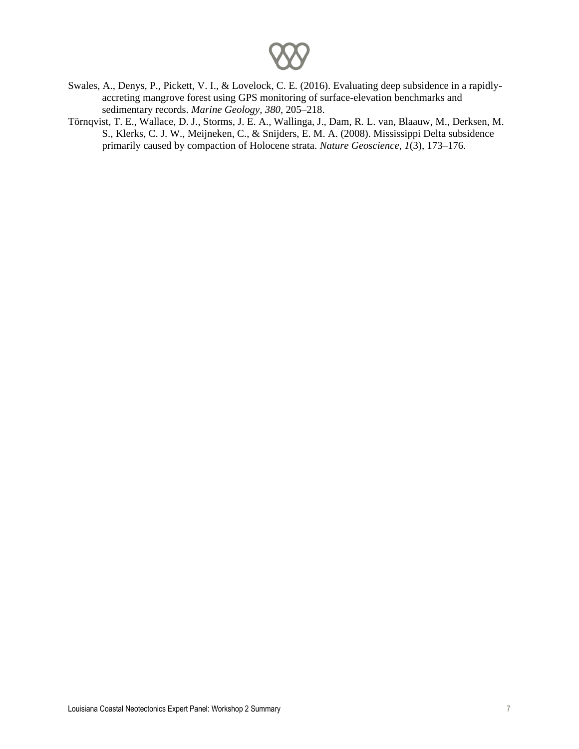Swales, A., Denys, P., Pickett, V. I., & Lovelock, C. E. (2016). Evaluating deep subsidence in a rapidly-accreting mangrove forest using GPS monitoring of surface-elevation benchmarks and sedimentary records. *Marine Geology*, *380*, 205–218.

Törnqvist, T. E., Wallace, D. J., Storms, J. E. A., Wallinga, J., Dam, R. L. van, Blaauw, M., Derksen, M. S., Klerks, C. J. W., Meijneken, C., & Snijders, E. M. A. (2008). Mississippi Delta subsidence primarily caused by compaction of Holocene strata. *Nature Geoscience*, *1*(3), 173–176.